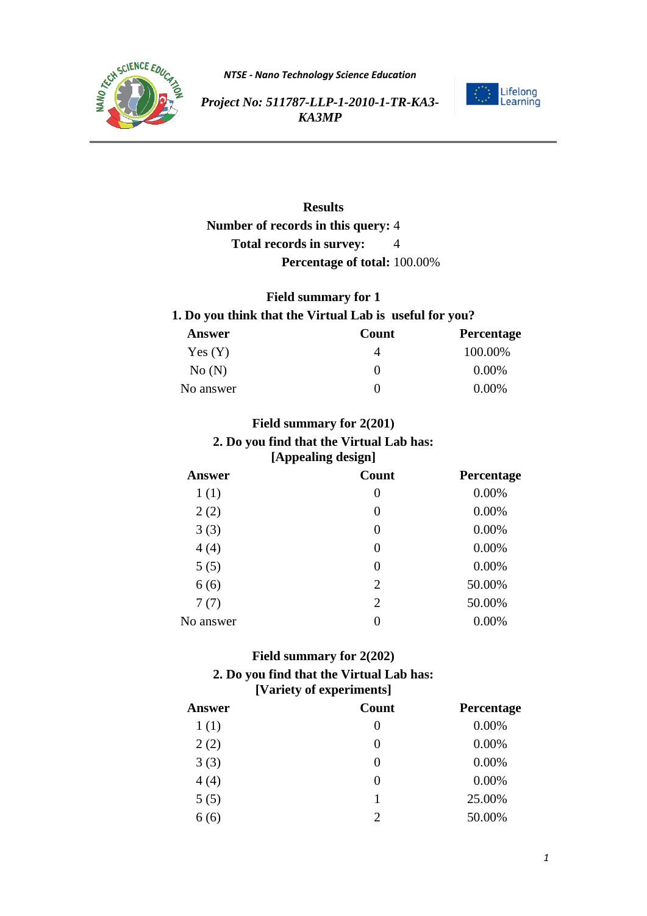**NTSE - Nano Technology Science Education**

***Project No: 511787-LLP-1-2010-1-TR-KA3-KA3MP***

## Results

**Number of records in this query:** 4

**Total records in survey:** 4

**Percentage of total:** 100.00%

### Field summary for 1

**1. Do you think that the Virtual Lab is useful for you?**

| Answer | Count | Percentage |
| --- | --- | --- |
| Yes (Y) | 4 | 100.00% |
| No (N) | 0 | 0.00% |
| No answer | 0 | 0.00% |

### Field summary for 2(201)

**2. Do you find that the Virtual Lab has: [Appealing design]**

| Answer | Count | Percentage |
| --- | --- | --- |
| 1 (1) | 0 | 0.00% |
| 2 (2) | 0 | 0.00% |
| 3 (3) | 0 | 0.00% |
| 4 (4) | 0 | 0.00% |
| 5 (5) | 0 | 0.00% |
| 6 (6) | 2 | 50.00% |
| 7 (7) | 2 | 50.00% |
| No answer | 0 | 0.00% |

### Field summary for 2(202)

**2. Do you find that the Virtual Lab has: [Variety of experiments]**

| Answer | Count | Percentage |
| --- | --- | --- |
| 1 (1) | 0 | 0.00% |
| 2 (2) | 0 | 0.00% |
| 3 (3) | 0 | 0.00% |
| 4 (4) | 0 | 0.00% |
| 5 (5) | 1 | 25.00% |
| 6 (6) | 2 | 50.00% |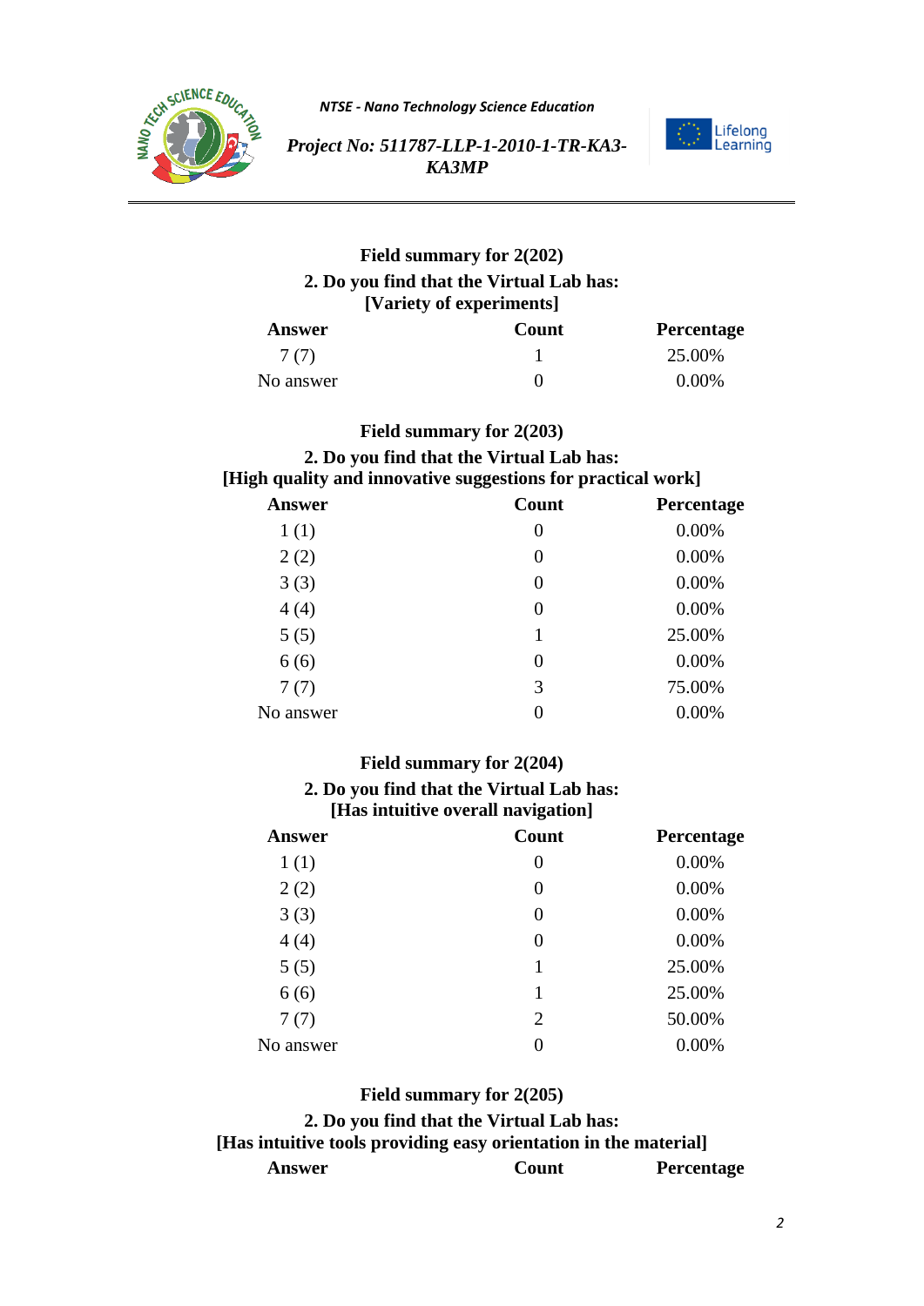### Field summary for 2(202)

**2. Do you find that the Virtual Lab has:**
**[Variety of experiments]**

| Answer | Count | Percentage |
|---|---|---|
| 7 (7) | 1 | 25.00% |
| No answer | 0 | 0.00% |

### Field summary for 2(203)

**2. Do you find that the Virtual Lab has:**
**[High quality and innovative suggestions for practical work]**

| Answer | Count | Percentage |
|---|---|---|
| 1 (1) | 0 | 0.00% |
| 2 (2) | 0 | 0.00% |
| 3 (3) | 0 | 0.00% |
| 4 (4) | 0 | 0.00% |
| 5 (5) | 1 | 25.00% |
| 6 (6) | 0 | 0.00% |
| 7 (7) | 3 | 75.00% |
| No answer | 0 | 0.00% |

### Field summary for 2(204)

**2. Do you find that the Virtual Lab has:**
**[Has intuitive overall navigation]**

| Answer | Count | Percentage |
|---|---|---|
| 1 (1) | 0 | 0.00% |
| 2 (2) | 0 | 0.00% |
| 3 (3) | 0 | 0.00% |
| 4 (4) | 0 | 0.00% |
| 5 (5) | 1 | 25.00% |
| 6 (6) | 1 | 25.00% |
| 7 (7) | 2 | 50.00% |
| No answer | 0 | 0.00% |

### Field summary for 2(205)

**2. Do you find that the Virtual Lab has:**
**[Has intuitive tools providing easy orientation in the material]**

| Answer | Count | Percentage |
|---|---|---|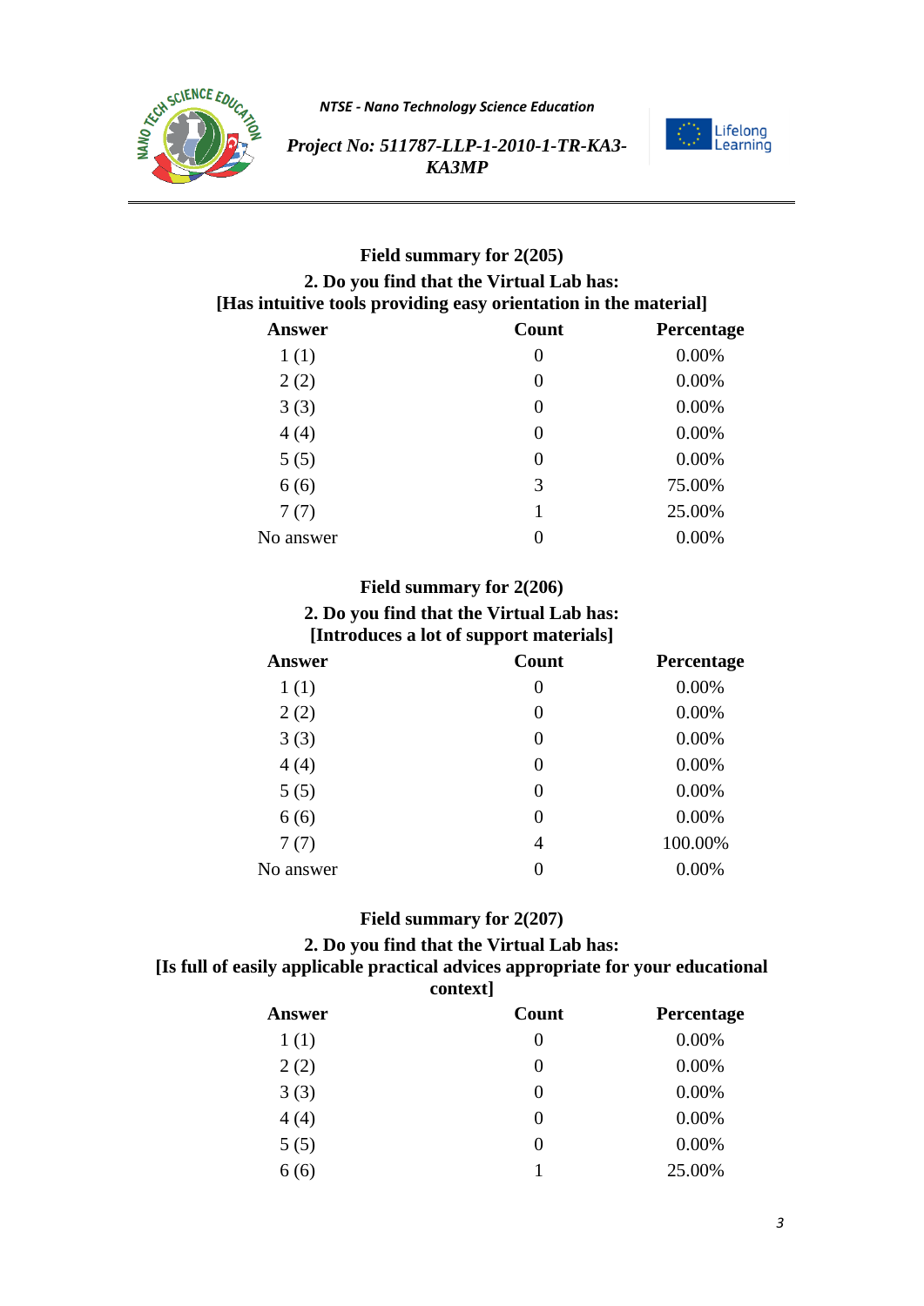**Field summary for 2(205)**

**2. Do you find that the Virtual Lab has:**
**[Has intuitive tools providing easy orientation in the material]**

| Answer | Count | Percentage |
|---|---|---|
| 1 (1) | 0 | 0.00% |
| 2 (2) | 0 | 0.00% |
| 3 (3) | 0 | 0.00% |
| 4 (4) | 0 | 0.00% |
| 5 (5) | 0 | 0.00% |
| 6 (6) | 3 | 75.00% |
| 7 (7) | 1 | 25.00% |
| No answer | 0 | 0.00% |

**Field summary for 2(206)**

**2. Do you find that the Virtual Lab has:**
**[Introduces a lot of support materials]**

| Answer | Count | Percentage |
|---|---|---|
| 1 (1) | 0 | 0.00% |
| 2 (2) | 0 | 0.00% |
| 3 (3) | 0 | 0.00% |
| 4 (4) | 0 | 0.00% |
| 5 (5) | 0 | 0.00% |
| 6 (6) | 0 | 0.00% |
| 7 (7) | 4 | 100.00% |
| No answer | 0 | 0.00% |

**Field summary for 2(207)**

**2. Do you find that the Virtual Lab has:**
**[Is full of easily applicable practical advices appropriate for your educational context]**

| Answer | Count | Percentage |
|---|---|---|
| 1 (1) | 0 | 0.00% |
| 2 (2) | 0 | 0.00% |
| 3 (3) | 0 | 0.00% |
| 4 (4) | 0 | 0.00% |
| 5 (5) | 0 | 0.00% |
| 6 (6) | 1 | 25.00% |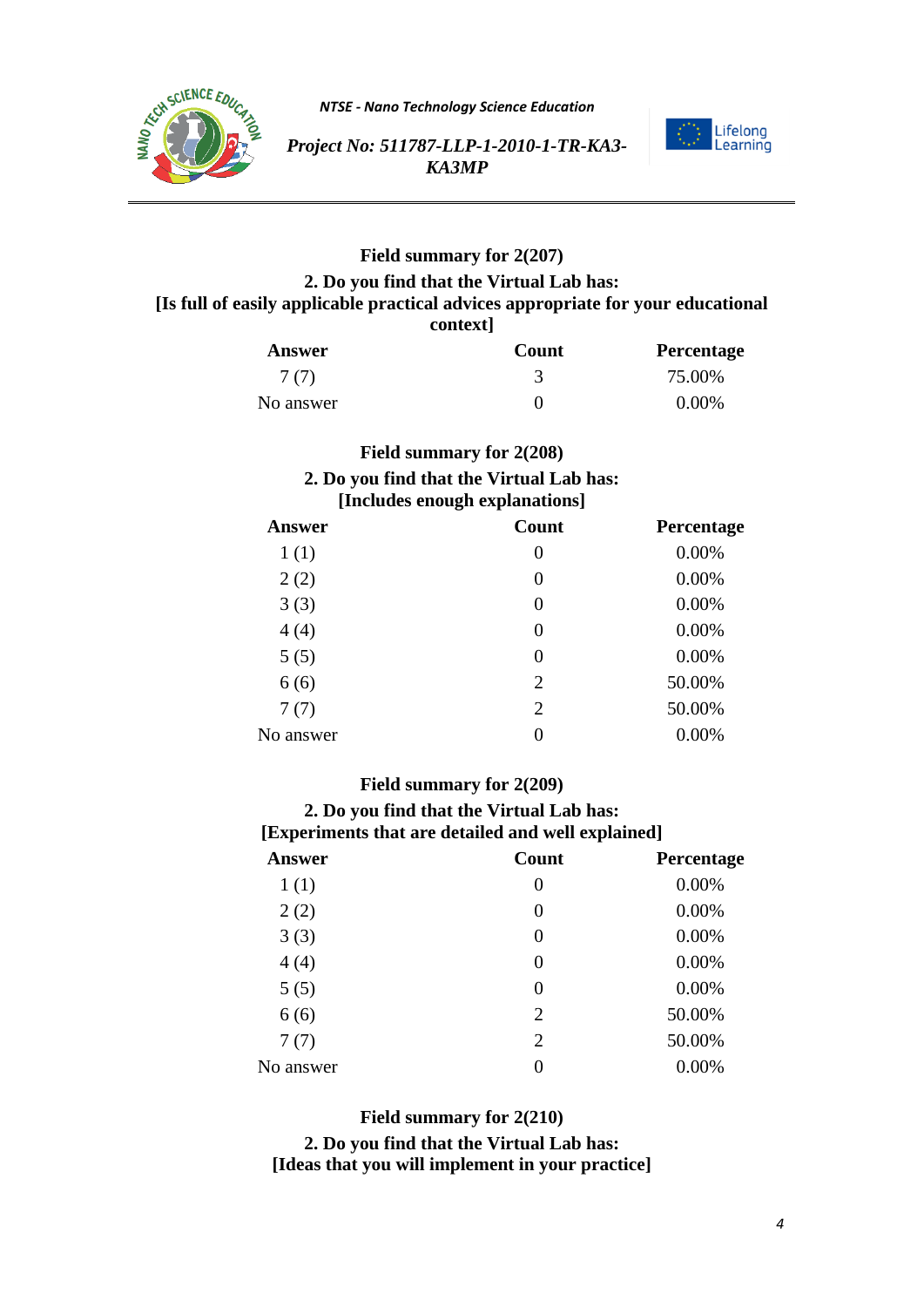**Field summary for 2(207)**

**2. Do you find that the Virtual Lab has:**
**[Is full of easily applicable practical advices appropriate for your educational context]**

| Answer | Count | Percentage |
|---|---|---|
| 7 (7) | 3 | 75.00% |
| No answer | 0 | 0.00% |

**Field summary for 2(208)**

**2. Do you find that the Virtual Lab has:**
**[Includes enough explanations]**

| Answer | Count | Percentage |
|---|---|---|
| 1 (1) | 0 | 0.00% |
| 2 (2) | 0 | 0.00% |
| 3 (3) | 0 | 0.00% |
| 4 (4) | 0 | 0.00% |
| 5 (5) | 0 | 0.00% |
| 6 (6) | 2 | 50.00% |
| 7 (7) | 2 | 50.00% |
| No answer | 0 | 0.00% |

**Field summary for 2(209)**

**2. Do you find that the Virtual Lab has:**
**[Experiments that are detailed and well explained]**

| Answer | Count | Percentage |
|---|---|---|
| 1 (1) | 0 | 0.00% |
| 2 (2) | 0 | 0.00% |
| 3 (3) | 0 | 0.00% |
| 4 (4) | 0 | 0.00% |
| 5 (5) | 0 | 0.00% |
| 6 (6) | 2 | 50.00% |
| 7 (7) | 2 | 50.00% |
| No answer | 0 | 0.00% |

**Field summary for 2(210)**

**2. Do you find that the Virtual Lab has:**
**[Ideas that you will implement in your practice]**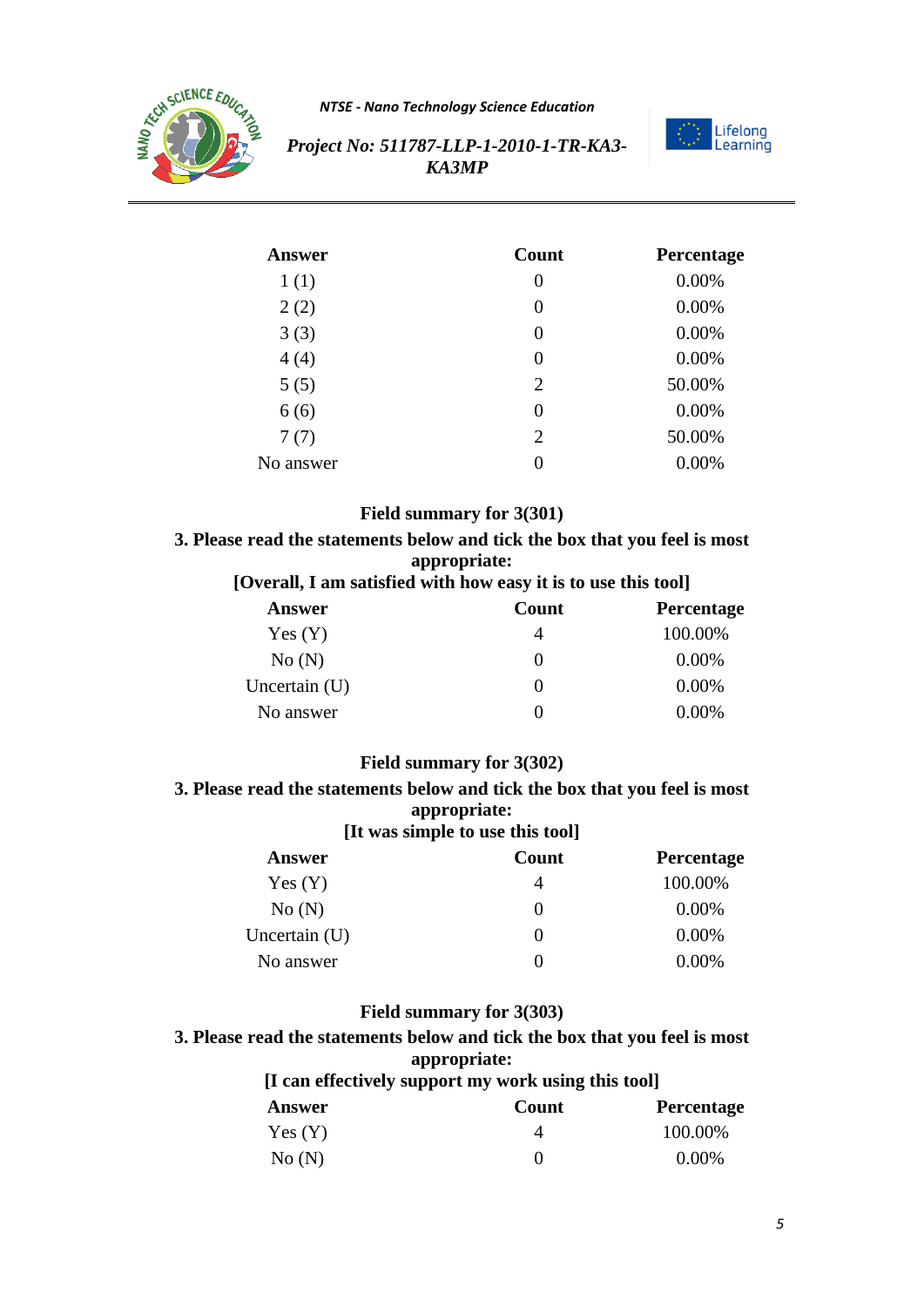| Answer | Count | Percentage |
|---|---|---|
| 1 (1) | 0 | 0.00% |
| 2 (2) | 0 | 0.00% |
| 3 (3) | 0 | 0.00% |
| 4 (4) | 0 | 0.00% |
| 5 (5) | 2 | 50.00% |
| 6 (6) | 0 | 0.00% |
| 7 (7) | 2 | 50.00% |
| No answer | 0 | 0.00% |

**Field summary for 3(301)**

**3. Please read the statements below and tick the box that you feel is most appropriate:**

**[Overall, I am satisfied with how easy it is to use this tool]**

| Answer | Count | Percentage |
|---|---|---|
| Yes (Y) | 4 | 100.00% |
| No (N) | 0 | 0.00% |
| Uncertain (U) | 0 | 0.00% |
| No answer | 0 | 0.00% |

**Field summary for 3(302)**

**3. Please read the statements below and tick the box that you feel is most appropriate:**

**[It was simple to use this tool]**

| Answer | Count | Percentage |
|---|---|---|
| Yes (Y) | 4 | 100.00% |
| No (N) | 0 | 0.00% |
| Uncertain (U) | 0 | 0.00% |
| No answer | 0 | 0.00% |

**Field summary for 3(303)**

**3. Please read the statements below and tick the box that you feel is most appropriate:**

**[I can effectively support my work using this tool]**

| Answer | Count | Percentage |
|---|---|---|
| Yes (Y) | 4 | 100.00% |
| No (N) | 0 | 0.00% |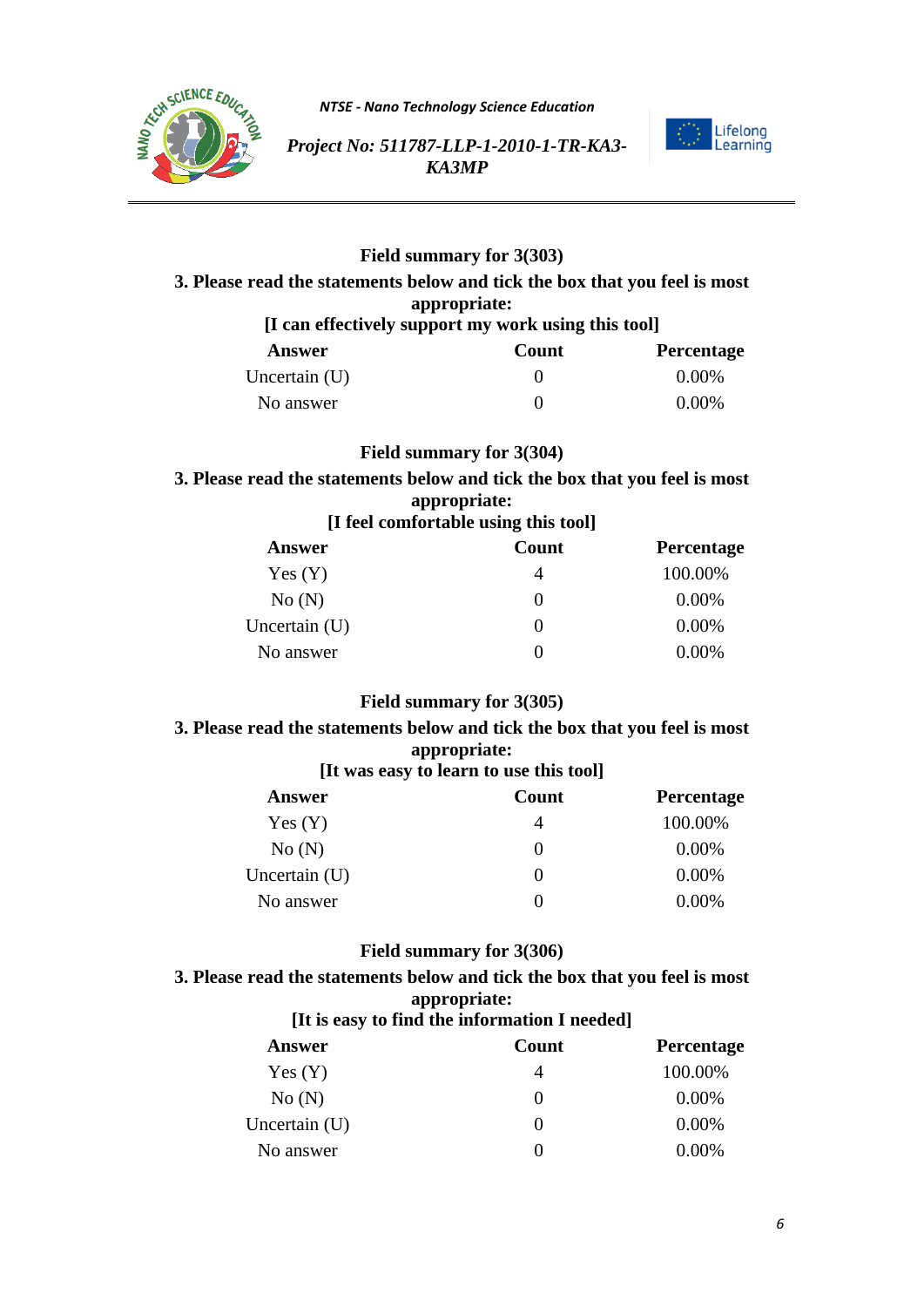**Field summary for 3(303)**

**3. Please read the statements below and tick the box that you feel is most appropriate:**

**[I can effectively support my work using this tool]**

| Answer | Count | Percentage |
|---|---|---|
| Uncertain (U) | 0 | 0.00% |
| No answer | 0 | 0.00% |

**Field summary for 3(304)**

**3. Please read the statements below and tick the box that you feel is most appropriate:**

**[I feel comfortable using this tool]**

| Answer | Count | Percentage |
|---|---|---|
| Yes (Y) | 4 | 100.00% |
| No (N) | 0 | 0.00% |
| Uncertain (U) | 0 | 0.00% |
| No answer | 0 | 0.00% |

**Field summary for 3(305)**

**3. Please read the statements below and tick the box that you feel is most appropriate:**

**[It was easy to learn to use this tool]**

| Answer | Count | Percentage |
|---|---|---|
| Yes (Y) | 4 | 100.00% |
| No (N) | 0 | 0.00% |
| Uncertain (U) | 0 | 0.00% |
| No answer | 0 | 0.00% |

**Field summary for 3(306)**

**3. Please read the statements below and tick the box that you feel is most appropriate:**

**[It is easy to find the information I needed]**

| Answer | Count | Percentage |
|---|---|---|
| Yes (Y) | 4 | 100.00% |
| No (N) | 0 | 0.00% |
| Uncertain (U) | 0 | 0.00% |
| No answer | 0 | 0.00% |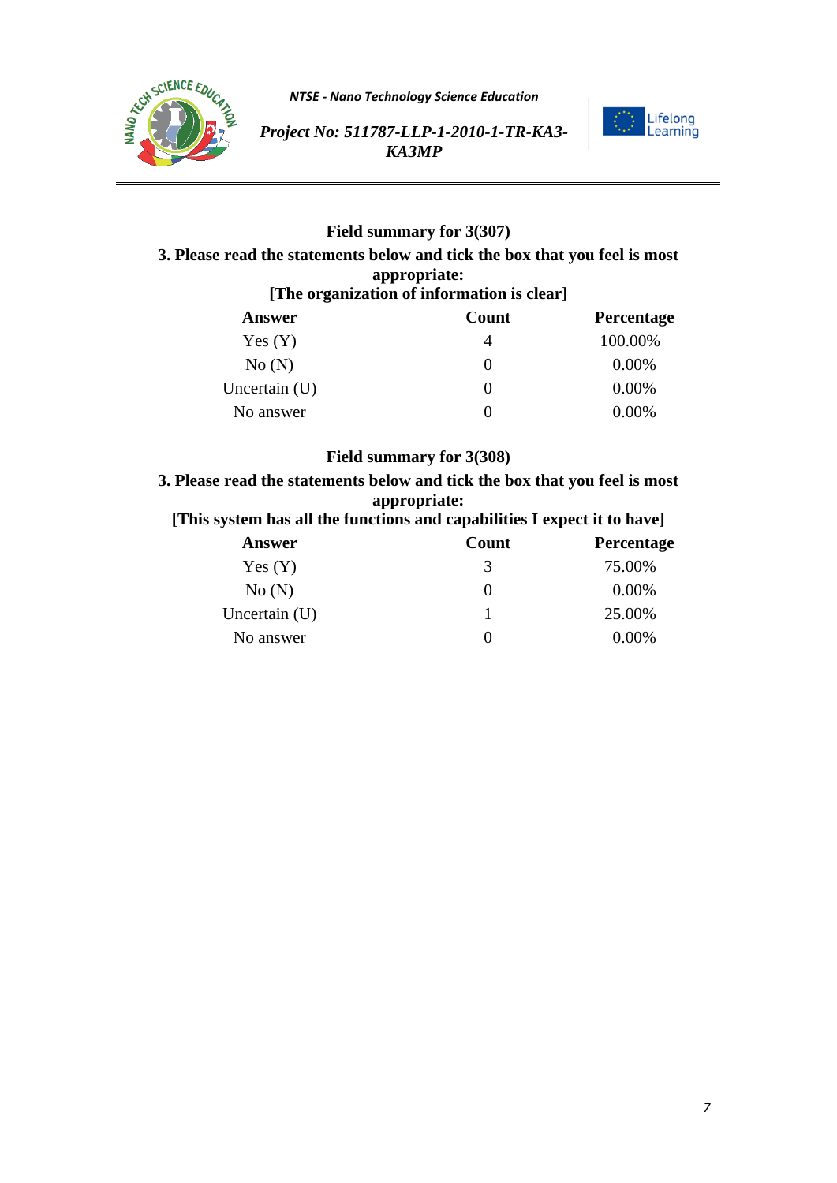### Field summary for 3(307)

**3. Please read the statements below and tick the box that you feel is most appropriate:**
**[The organization of information is clear]**

| Answer | Count | Percentage |
|---|---|---|
| Yes (Y) | 4 | 100.00% |
| No (N) | 0 | 0.00% |
| Uncertain (U) | 0 | 0.00% |
| No answer | 0 | 0.00% |

### Field summary for 3(308)

**3. Please read the statements below and tick the box that you feel is most appropriate:**
**[This system has all the functions and capabilities I expect it to have]**

| Answer | Count | Percentage |
|---|---|---|
| Yes (Y) | 3 | 75.00% |
| No (N) | 0 | 0.00% |
| Uncertain (U) | 1 | 25.00% |
| No answer | 0 | 0.00% |